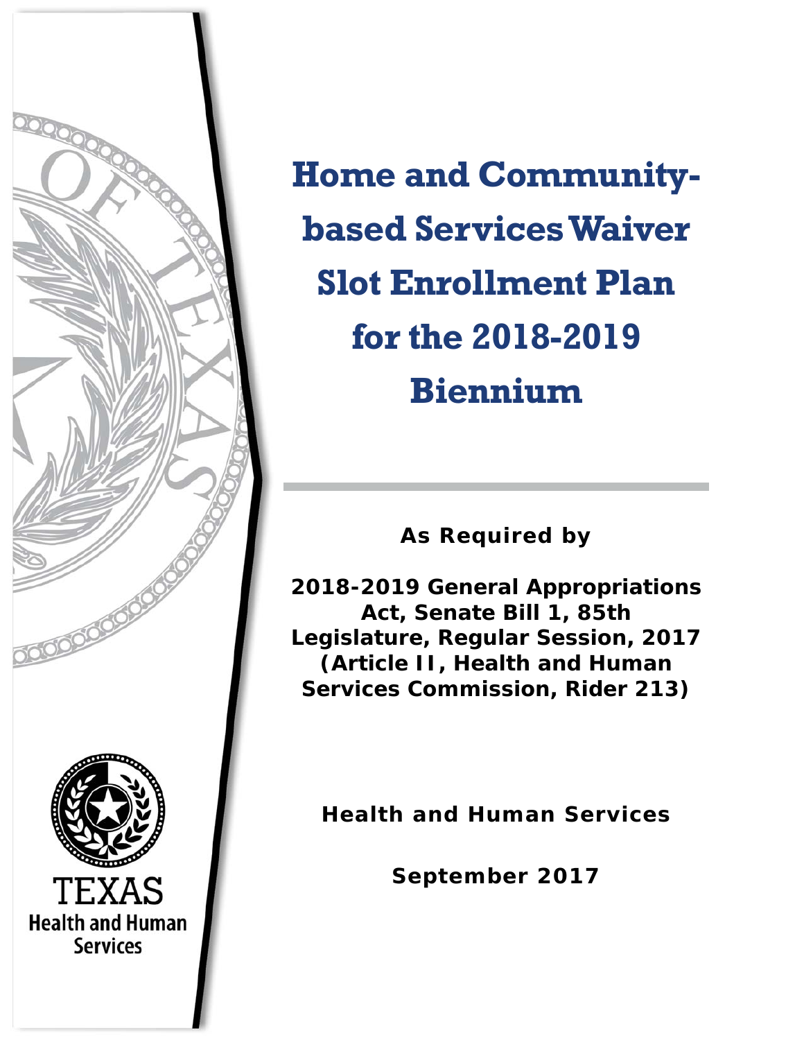# Home and Community-based Services Waiver Slot Enrollment Plan for the 2018-2019 Biennium

**As Required by**

**2018-2019 General Appropriations Act, Senate Bill 1, 85th Legislature, Regular Session, 2017 (Article II, Health and Human Services Commission, Rider 213)**

**Health and Human Services**

**September 2017**

TEXAS
Health and Human Services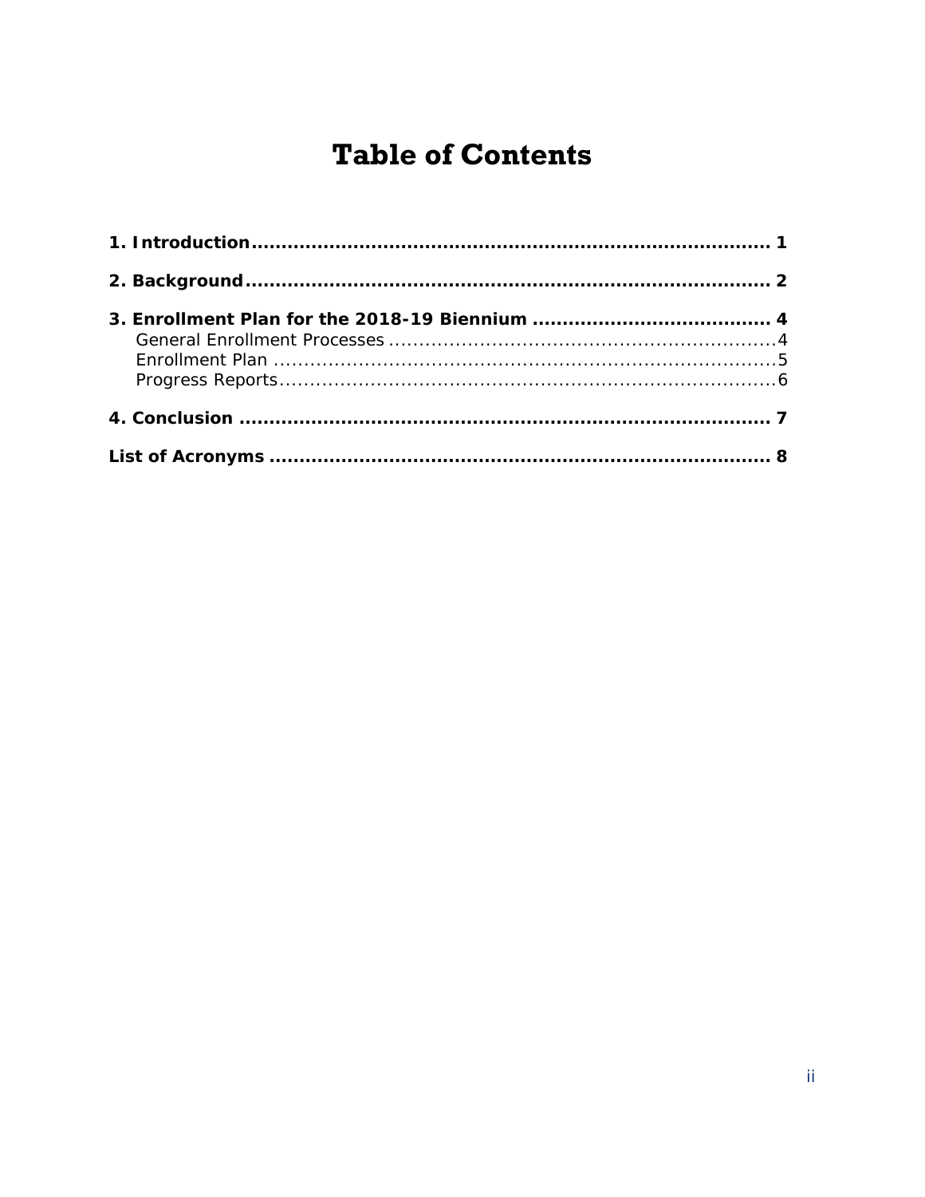# Table of Contents

**1. Introduction** .................................................................................... **1**

**2. Background** ..................................................................................... **2**

**3. Enrollment Plan for the 2018-19 Biennium** ...................................... **4**

- General Enrollment Processes ................................................................. 4
- Enrollment Plan ...................................................................................... 5
- Progress Reports ..................................................................................... 6

**4. Conclusion** ........................................................................................ **7**

**List of Acronyms** ................................................................................... **8**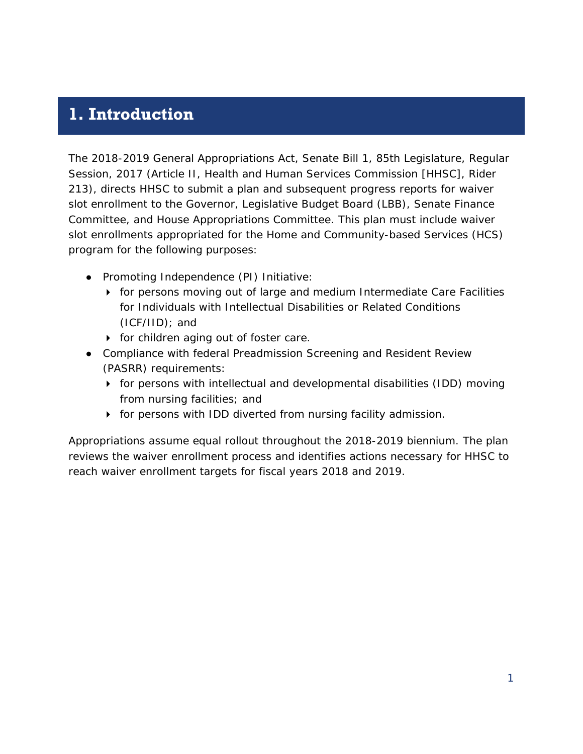# 1. Introduction

The 2018-2019 General Appropriations Act, Senate Bill 1, 85th Legislature, Regular Session, 2017 (Article II, Health and Human Services Commission [HHSC], Rider 213), directs HHSC to submit a plan and subsequent progress reports for waiver slot enrollment to the Governor, Legislative Budget Board (LBB), Senate Finance Committee, and House Appropriations Committee. This plan must include waiver slot enrollments appropriated for the Home and Community-based Services (HCS) program for the following purposes:

- Promoting Independence (PI) Initiative:
  - for persons moving out of large and medium Intermediate Care Facilities for Individuals with Intellectual Disabilities or Related Conditions (ICF/IID); and
  - for children aging out of foster care.
- Compliance with federal Preadmission Screening and Resident Review (PASRR) requirements:
  - for persons with intellectual and developmental disabilities (IDD) moving from nursing facilities; and
  - for persons with IDD diverted from nursing facility admission.

Appropriations assume equal rollout throughout the 2018-2019 biennium. The plan reviews the waiver enrollment process and identifies actions necessary for HHSC to reach waiver enrollment targets for fiscal years 2018 and 2019.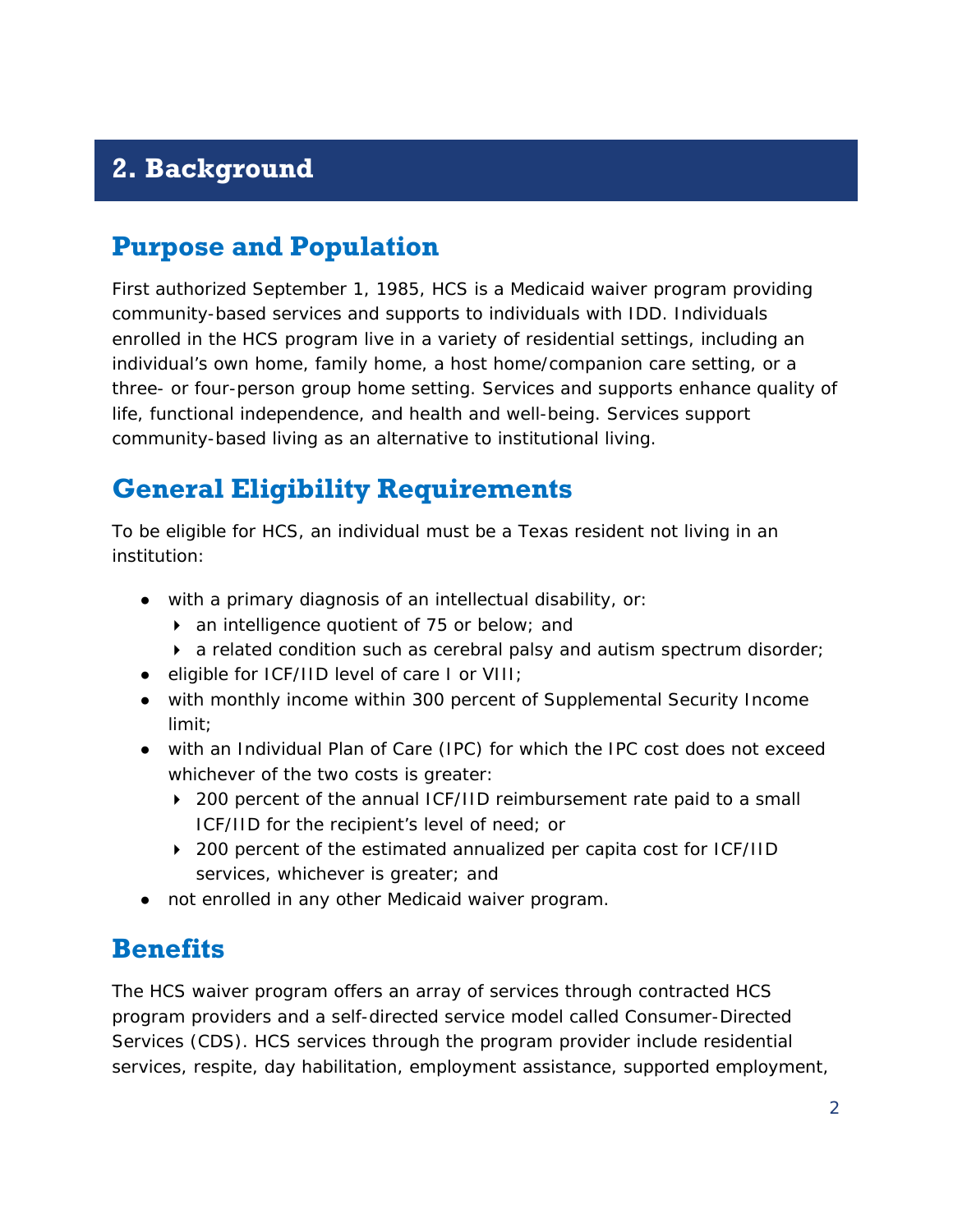# 2. Background

## Purpose and Population

First authorized September 1, 1985, HCS is a Medicaid waiver program providing community-based services and supports to individuals with IDD. Individuals enrolled in the HCS program live in a variety of residential settings, including an individual's own home, family home, a host home/companion care setting, or a three- or four-person group home setting. Services and supports enhance quality of life, functional independence, and health and well-being. Services support community-based living as an alternative to institutional living.

## General Eligibility Requirements

To be eligible for HCS, an individual must be a Texas resident not living in an institution:

- with a primary diagnosis of an intellectual disability, or:
  - an intelligence quotient of 75 or below; and
  - a related condition such as cerebral palsy and autism spectrum disorder;
- eligible for ICF/IID level of care I or VIII;
- with monthly income within 300 percent of Supplemental Security Income limit;
- with an Individual Plan of Care (IPC) for which the IPC cost does not exceed whichever of the two costs is greater:
  - 200 percent of the annual ICF/IID reimbursement rate paid to a small ICF/IID for the recipient's level of need; or
  - 200 percent of the estimated annualized per capita cost for ICF/IID services, whichever is greater; and
- not enrolled in any other Medicaid waiver program.

## Benefits

The HCS waiver program offers an array of services through contracted HCS program providers and a self-directed service model called Consumer-Directed Services (CDS). HCS services through the program provider include residential services, respite, day habilitation, employment assistance, supported employment,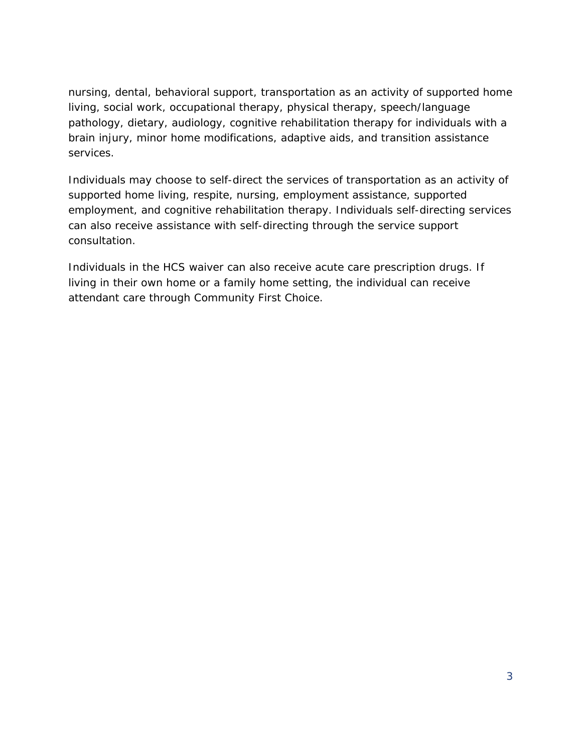nursing, dental, behavioral support, transportation as an activity of supported home living, social work, occupational therapy, physical therapy, speech/language pathology, dietary, audiology, cognitive rehabilitation therapy for individuals with a brain injury, minor home modifications, adaptive aids, and transition assistance services.

Individuals may choose to self-direct the services of transportation as an activity of supported home living, respite, nursing, employment assistance, supported employment, and cognitive rehabilitation therapy. Individuals self-directing services can also receive assistance with self-directing through the service support consultation.

Individuals in the HCS waiver can also receive acute care prescription drugs. If living in their own home or a family home setting, the individual can receive attendant care through Community First Choice.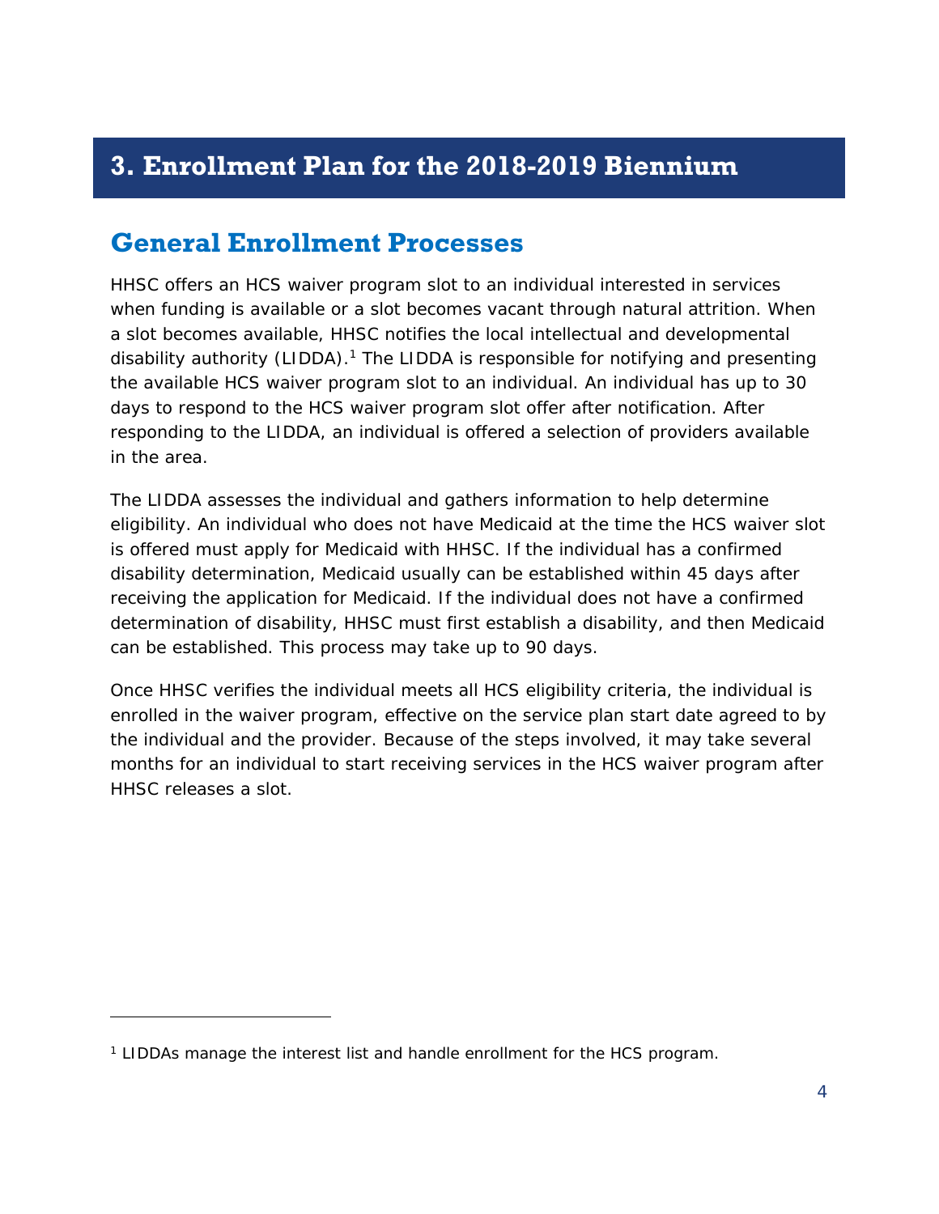# 3. Enrollment Plan for the 2018-2019 Biennium

## General Enrollment Processes

HHSC offers an HCS waiver program slot to an individual interested in services when funding is available or a slot becomes vacant through natural attrition. When a slot becomes available, HHSC notifies the local intellectual and developmental disability authority (LIDDA).[1] The LIDDA is responsible for notifying and presenting the available HCS waiver program slot to an individual. An individual has up to 30 days to respond to the HCS waiver program slot offer after notification. After responding to the LIDDA, an individual is offered a selection of providers available in the area.

The LIDDA assesses the individual and gathers information to help determine eligibility. An individual who does not have Medicaid at the time the HCS waiver slot is offered must apply for Medicaid with HHSC. If the individual has a confirmed disability determination, Medicaid usually can be established within 45 days after receiving the application for Medicaid. If the individual does not have a confirmed determination of disability, HHSC must first establish a disability, and then Medicaid can be established. This process may take up to 90 days.

Once HHSC verifies the individual meets all HCS eligibility criteria, the individual is enrolled in the waiver program, effective on the service plan start date agreed to by the individual and the provider. Because of the steps involved, it may take several months for an individual to start receiving services in the HCS waiver program after HHSC releases a slot.

---

[1] LIDDAs manage the interest list and handle enrollment for the HCS program.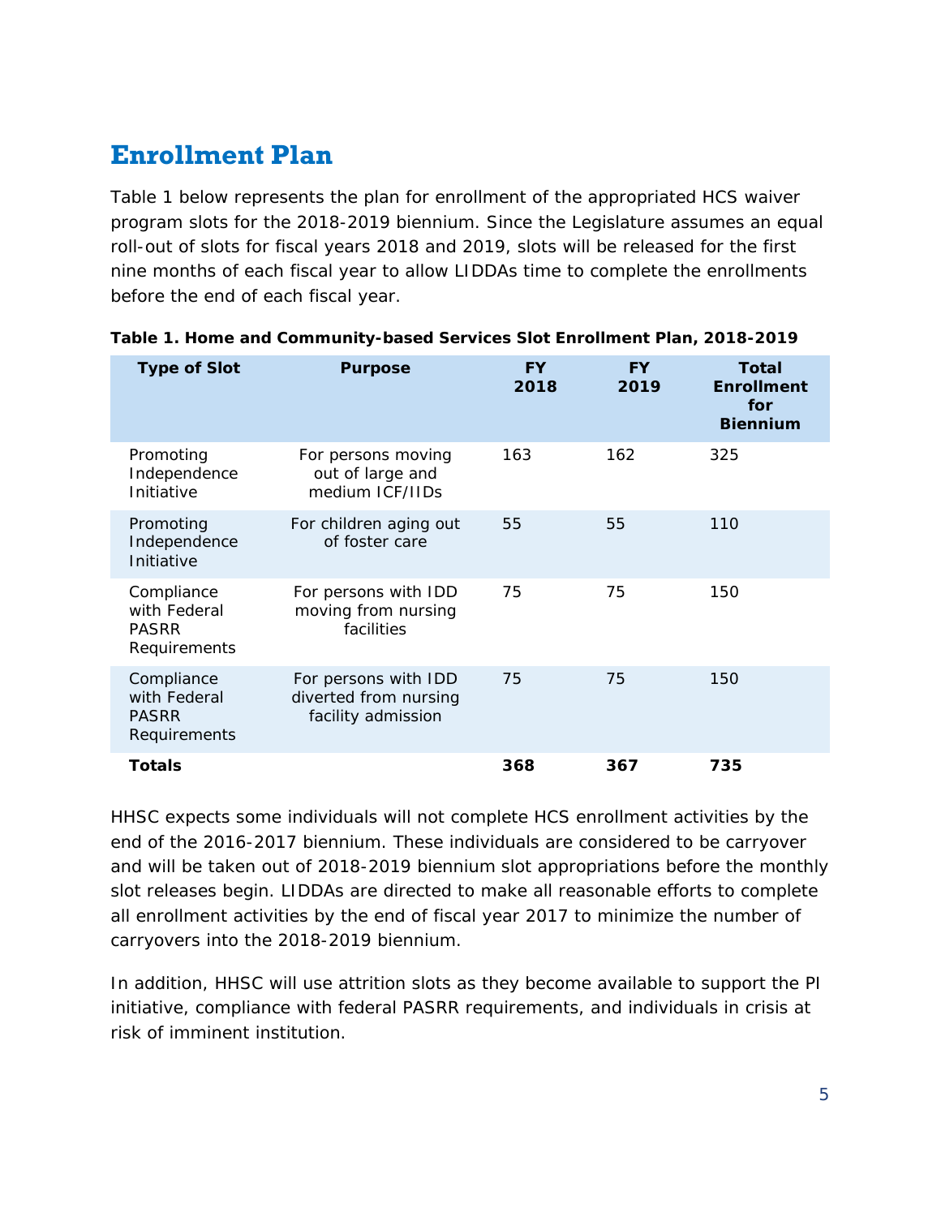## Enrollment Plan

Table 1 below represents the plan for enrollment of the appropriated HCS waiver program slots for the 2018-2019 biennium. Since the Legislature assumes an equal roll-out of slots for fiscal years 2018 and 2019, slots will be released for the first nine months of each fiscal year to allow LIDDAs time to complete the enrollments before the end of each fiscal year.

**Table 1. Home and Community-based Services Slot Enrollment Plan, 2018-2019**

| Type of Slot | Purpose | FY 2018 | FY 2019 | Total Enrollment for Biennium |
|---|---|---|---|---|
| Promoting Independence Initiative | For persons moving out of large and medium ICF/IIDs | 163 | 162 | 325 |
| Promoting Independence Initiative | For children aging out of foster care | 55 | 55 | 110 |
| Compliance with Federal PASRR Requirements | For persons with IDD moving from nursing facilities | 75 | 75 | 150 |
| Compliance with Federal PASRR Requirements | For persons with IDD diverted from nursing facility admission | 75 | 75 | 150 |
| **Totals** | | **368** | **367** | **735** |

HHSC expects some individuals will not complete HCS enrollment activities by the end of the 2016-2017 biennium. These individuals are considered to be carryover and will be taken out of 2018-2019 biennium slot appropriations before the monthly slot releases begin. LIDDAs are directed to make all reasonable efforts to complete all enrollment activities by the end of fiscal year 2017 to minimize the number of carryovers into the 2018-2019 biennium.

In addition, HHSC will use attrition slots as they become available to support the PI initiative, compliance with federal PASRR requirements, and individuals in crisis at risk of imminent institution.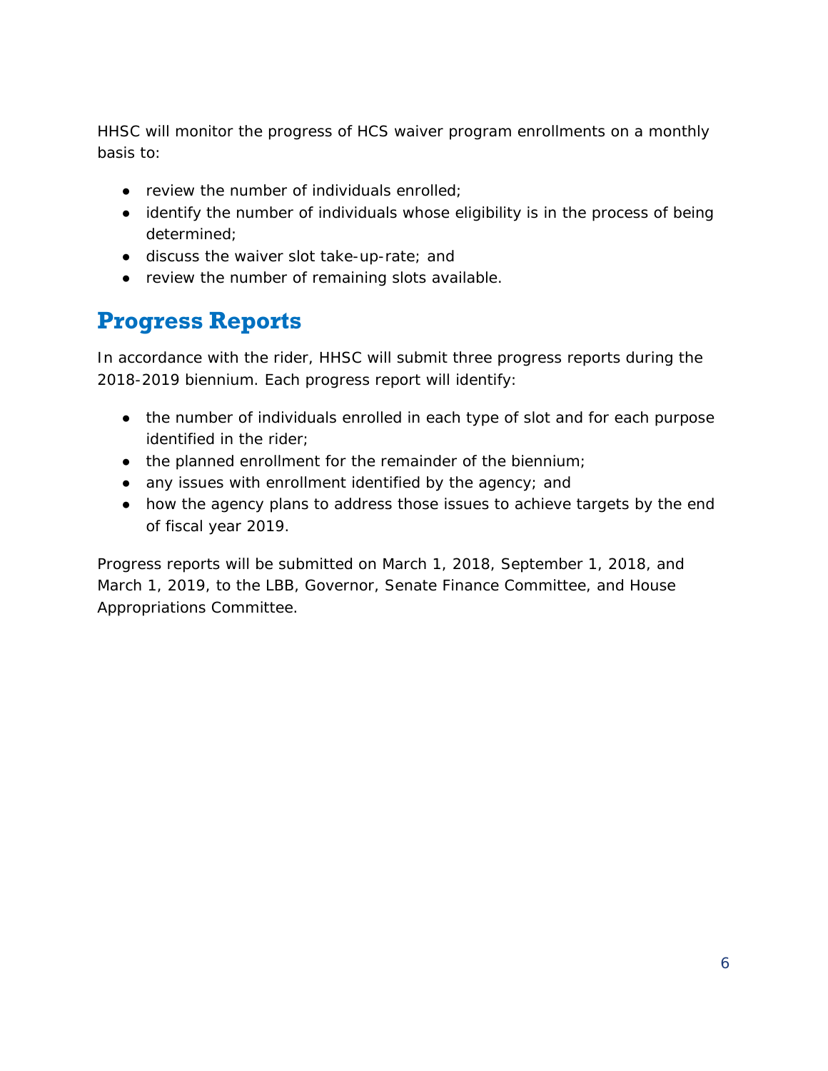HHSC will monitor the progress of HCS waiver program enrollments on a monthly basis to:

- review the number of individuals enrolled;
- identify the number of individuals whose eligibility is in the process of being determined;
- discuss the waiver slot take-up-rate; and
- review the number of remaining slots available.

## Progress Reports

In accordance with the rider, HHSC will submit three progress reports during the 2018-2019 biennium. Each progress report will identify:

- the number of individuals enrolled in each type of slot and for each purpose identified in the rider;
- the planned enrollment for the remainder of the biennium;
- any issues with enrollment identified by the agency; and
- how the agency plans to address those issues to achieve targets by the end of fiscal year 2019.

Progress reports will be submitted on March 1, 2018, September 1, 2018, and March 1, 2019, to the LBB, Governor, Senate Finance Committee, and House Appropriations Committee.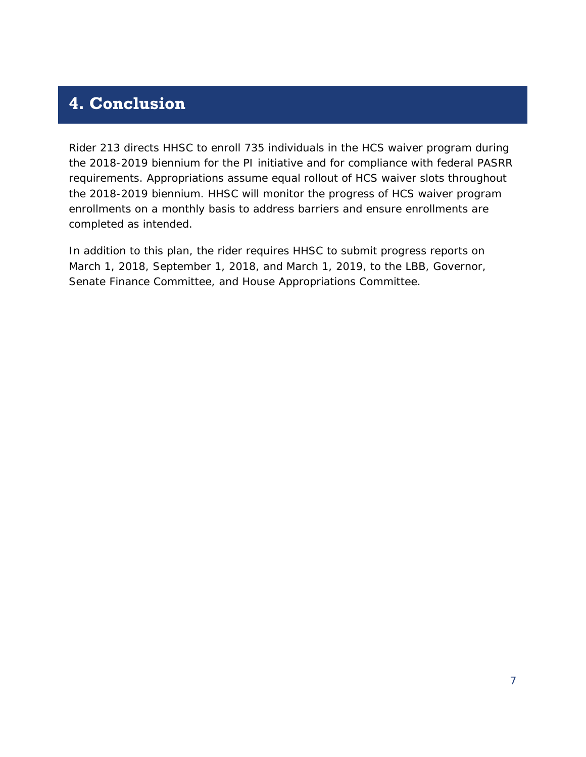# 4. Conclusion

Rider 213 directs HHSC to enroll 735 individuals in the HCS waiver program during the 2018-2019 biennium for the PI initiative and for compliance with federal PASRR requirements. Appropriations assume equal rollout of HCS waiver slots throughout the 2018-2019 biennium. HHSC will monitor the progress of HCS waiver program enrollments on a monthly basis to address barriers and ensure enrollments are completed as intended.

In addition to this plan, the rider requires HHSC to submit progress reports on March 1, 2018, September 1, 2018, and March 1, 2019, to the LBB, Governor, Senate Finance Committee, and House Appropriations Committee.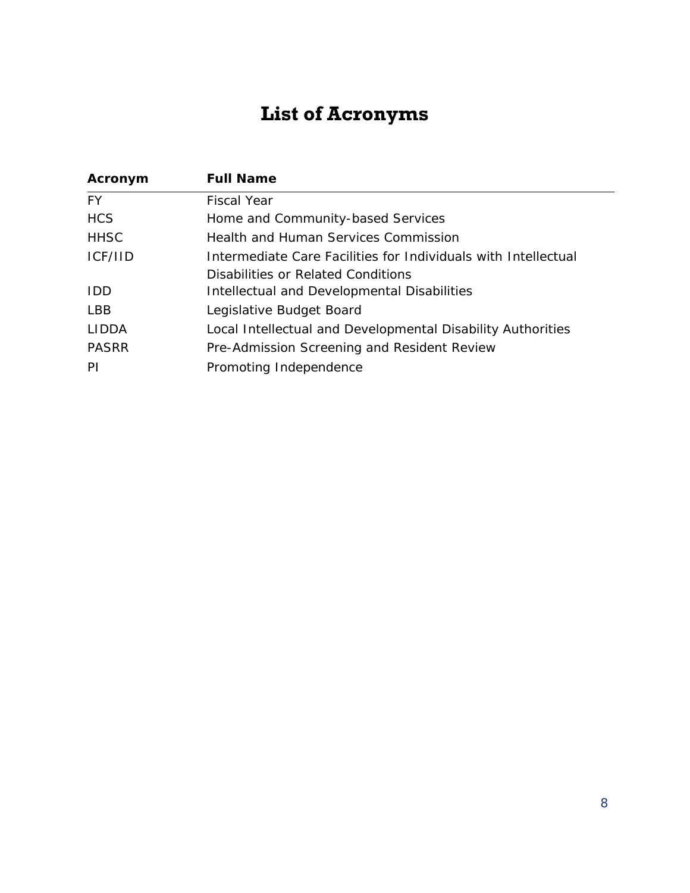# List of Acronyms

| Acronym | Full Name |
|---|---|
| FY | Fiscal Year |
| HCS | Home and Community-based Services |
| HHSC | Health and Human Services Commission |
| ICF/IID | Intermediate Care Facilities for Individuals with Intellectual Disabilities or Related Conditions |
| IDD | Intellectual and Developmental Disabilities |
| LBB | Legislative Budget Board |
| LIDDA | Local Intellectual and Developmental Disability Authorities |
| PASRR | Pre-Admission Screening and Resident Review |
| PI | Promoting Independence |